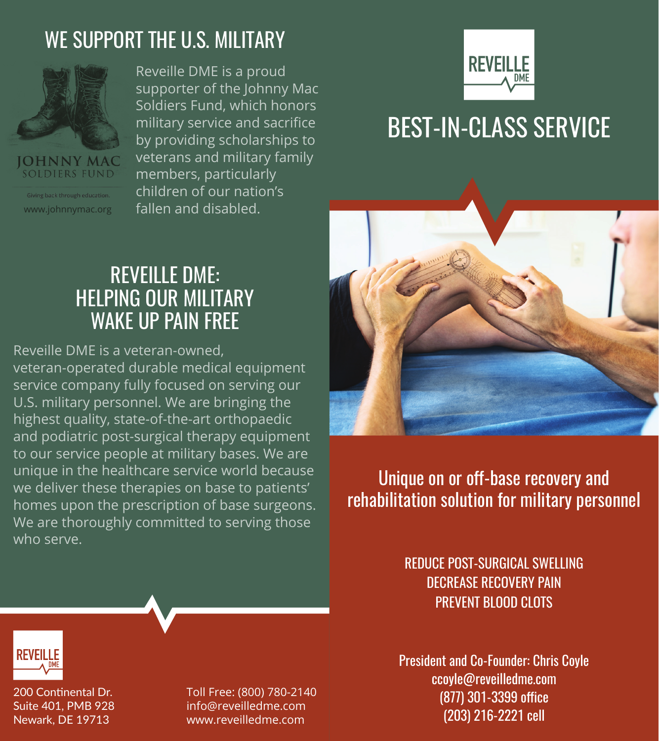## WE SUPPORT THE U.S. MILITARY

JOHNNY MAC
SOLDIERS FUND

Giving back through education.
www.johnnymac.org

Reveille DME is a proud supporter of the Johnny Mac Soldiers Fund, which honors military service and sacrifice by providing scholarships to veterans and military family members, particularly children of our nation's fallen and disabled.

## REVEILLE DME: HELPING OUR MILITARY WAKE UP PAIN FREE

Reveille DME is a veteran-owned, veteran-operated durable medical equipment service company fully focused on serving our U.S. military personnel. We are bringing the highest quality, state-of-the-art orthopaedic and podiatric post-surgical therapy equipment to our service people at military bases. We are unique in the healthcare service world because we deliver these therapies on base to patients' homes upon the prescription of base surgeons. We are thoroughly committed to serving those who serve.

REVEILLE DME

200 Continental Dr.
Suite 401, PMB 928
Newark, DE 19713

Toll Free: (800) 780-2140
info@reveilledme.com
www.reveilledme.com

REVEILLE DME

## BEST-IN-CLASS SERVICE

### Unique on or off-base recovery and rehabilitation solution for military personnel

REDUCE POST-SURGICAL SWELLING
DECREASE RECOVERY PAIN
PREVENT BLOOD CLOTS

President and Co-Founder: Chris Coyle
ccoyle@reveilledme.com
(877) 301-3399 office
(203) 216-2221 cell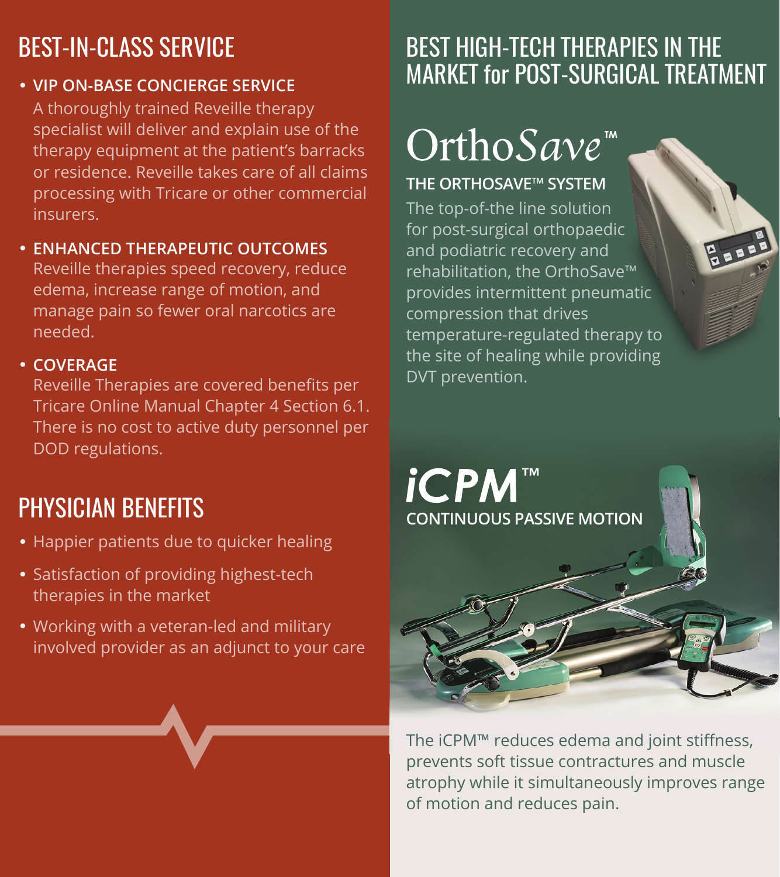## BEST-IN-CLASS SERVICE

- **VIP ON-BASE CONCIERGE SERVICE**
  A thoroughly trained Reveille therapy specialist will deliver and explain use of the therapy equipment at the patient's barracks or residence. Reveille takes care of all claims processing with Tricare or other commercial insurers.

- **ENHANCED THERAPEUTIC OUTCOMES**
  Reveille therapies speed recovery, reduce edema, increase range of motion, and manage pain so fewer oral narcotics are needed.

- **COVERAGE**
  Reveille Therapies are covered benefits per Tricare Online Manual Chapter 4 Section 6.1. There is no cost to active duty personnel per DOD regulations.

## PHYSICIAN BENEFITS

- Happier patients due to quicker healing
- Satisfaction of providing highest-tech therapies in the market
- Working with a veteran-led and military involved provider as an adjunct to your care

## BEST HIGH-TECH THERAPIES IN THE MARKET for POST-SURGICAL TREATMENT

### Ortho*Save*™

**THE ORTHOSAVE™ SYSTEM**

The top-of-the line solution for post-surgical orthopaedic and podiatric recovery and rehabilitation, the OrthoSave™ provides intermittent pneumatic compression that drives temperature-regulated therapy to the site of healing while providing DVT prevention.

### *iCPM*™

**CONTINUOUS PASSIVE MOTION**

The iCPM™ reduces edema and joint stiffness, prevents soft tissue contractures and muscle atrophy while it simultaneously improves range of motion and reduces pain.